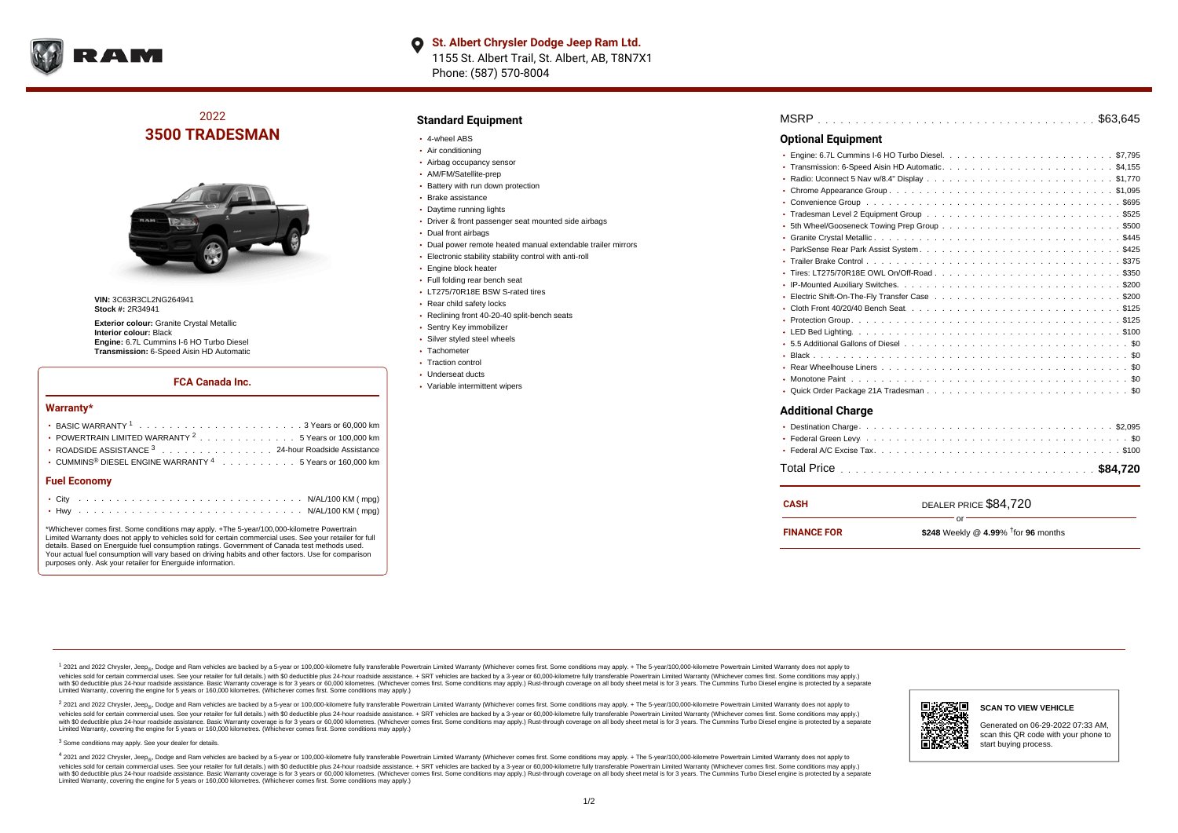**St. Albert Chrysler Dodge Jeep Ram Ltd.**
1155 St. Albert Trail, St. Albert, AB, T8N7X1
Phone: (587) 570-8004

## 2022
# 3500 TRADESMAN

**VIN:** 3C63R3CL2NG264941
**Stock #:** 2R34941

**Exterior colour:** Granite Crystal Metallic
**Interior colour:** Black
**Engine:** 6.7L Cummins I-6 HO Turbo Diesel
**Transmission:** 6-Speed Aisin HD Automatic

### FCA Canada Inc.

#### Warranty*

- BASIC WARRANTY [1] . . . . 3 Years or 60,000 km
- POWERTRAIN LIMITED WARRANTY [2] . . . . 5 Years or 100,000 km
- ROADSIDE ASSISTANCE [3] . . . . 24-hour Roadside Assistance
- CUMMINS® DIESEL ENGINE WARRANTY [4] . . . . 5 Years or 160,000 km

#### Fuel Economy

- City . . . . N/AL/100 KM ( mpg)
- Hwy . . . . N/AL/100 KM ( mpg)

*Whichever comes first. Some conditions may apply. +The 5-year/100,000-kilometre Powertrain Limited Warranty does not apply to vehicles sold for certain commercial uses. See your retailer for full details. Based on Energuide fuel consumption ratings. Government of Canada test methods used. Your actual fuel consumption will vary based on driving habits and other factors. Use for comparison purposes only. Ask your retailer for Energuide information.

## Standard Equipment

- 4-wheel ABS
- Air conditioning
- Airbag occupancy sensor
- AM/FM/Satellite-prep
- Battery with run down protection
- Brake assistance
- Daytime running lights
- Driver & front passenger seat mounted side airbags
- Dual front airbags
- Dual power remote heated manual extendable trailer mirrors
- Electronic stability stability control with anti-roll
- Engine block heater
- Full folding rear bench seat
- LT275/70R18E BSW S-rated tires
- Rear child safety locks
- Reclining front 40-20-40 split-bench seats
- Sentry Key immobilizer
- Silver styled steel wheels
- Tachometer
- Traction control
- Underseat ducts
- Variable intermittent wipers

MSRP . . . . $63,645

## Optional Equipment

- Engine: 6.7L Cummins I-6 HO Turbo Diesel . . . . $7,795
- Transmission: 6-Speed Aisin HD Automatic . . . . $4,155
- Radio: Uconnect 5 Nav w/8.4" Display . . . . $1,770
- Chrome Appearance Group . . . . $1,095
- Convenience Group . . . . $695
- Tradesman Level 2 Equipment Group . . . . $525
- 5th Wheel/Gooseneck Towing Prep Group . . . . $500
- Granite Crystal Metallic . . . . $445
- ParkSense Rear Park Assist System . . . . $425
- Trailer Brake Control . . . . $375
- Tires: LT275/70R18E OWL On/Off-Road . . . . $350
- IP-Mounted Auxiliary Switches . . . . $200
- Electric Shift-On-The-Fly Transfer Case . . . . $200
- Cloth Front 40/20/40 Bench Seat . . . . $125
- Protection Group . . . . $125
- LED Bed Lighting . . . . $100
- 5.5 Additional Gallons of Diesel . . . . $0
- Black . . . . $0
- Rear Wheelhouse Liners . . . . $0
- Monotone Paint . . . . $0
- Quick Order Package 21A Tradesman . . . . $0

## Additional Charge

- Destination Charge . . . . $2,095
- Federal Green Levy . . . . $0
- Federal A/C Excise Tax . . . . $100

Total Price . . . . **$84,720**

**CASH** DEALER PRICE $84,720

or

**FINANCE FOR** **$248** Weekly @ **4.99**% †for **96** months

[1] 2021 and 2022 Chrysler, Jeep®, Dodge and Ram vehicles are backed by a 5-year or 100,000-kilometre fully transferable Powertrain Limited Warranty (Whichever comes first. Some conditions may apply. + The 5-year/100,000-kilometre Powertrain Limited Warranty does not apply to vehicles sold for certain commercial uses. See your retailer for full details.) with $0 deductible plus 24-hour roadside assistance. + SRT vehicles are backed by a 3-year or 60,000-kilometre fully transferable Powertrain Limited Warranty (Whichever comes first. Some conditions may apply.) with $0 deductible plus 24-hour roadside assistance. Basic Warranty coverage is for 3 years or 60,000 kilometres. (Whichever comes first. Some conditions may apply.) Rust-through coverage on all body sheet metal is for 3 years. The Cummins Turbo Diesel engine is protected by a separate Limited Warranty, covering the engine for 5 years or 160,000 kilometres. (Whichever comes first. Some conditions may apply.)

[2] 2021 and 2022 Chrysler, Jeep®, Dodge and Ram vehicles are backed by a 5-year or 100,000-kilometre fully transferable Powertrain Limited Warranty (Whichever comes first. Some conditions may apply. + The 5-year/100,000-kilometre Powertrain Limited Warranty does not apply to vehicles sold for certain commercial uses. See your retailer for full details.) with $0 deductible plus 24-hour roadside assistance. + SRT vehicles are backed by a 3-year or 60,000-kilometre fully transferable Powertrain Limited Warranty (Whichever comes first. Some conditions may apply.) with $0 deductible plus 24-hour roadside assistance. Basic Warranty coverage is for 3 years or 60,000 kilometres. (Whichever comes first. Some conditions may apply.) Rust-through coverage on all body sheet metal is for 3 years. The Cummins Turbo Diesel engine is protected by a separate Limited Warranty, covering the engine for 5 years or 160,000 kilometres. (Whichever comes first. Some conditions may apply.)

[3] Some conditions may apply. See your dealer for details.

[4] 2021 and 2022 Chrysler, Jeep®, Dodge and Ram vehicles are backed by a 5-year or 100,000-kilometre fully transferable Powertrain Limited Warranty (Whichever comes first. Some conditions may apply. + The 5-year/100,000-kilometre Powertrain Limited Warranty does not apply to vehicles sold for certain commercial uses. See your retailer for full details.) with $0 deductible plus 24-hour roadside assistance. + SRT vehicles are backed by a 3-year or 60,000-kilometre fully transferable Powertrain Limited Warranty (Whichever comes first. Some conditions may apply.) with $0 deductible plus 24-hour roadside assistance. Basic Warranty coverage is for 3 years or 60,000 kilometres. (Whichever comes first. Some conditions may apply.) Rust-through coverage on all body sheet metal is for 3 years. The Cummins Turbo Diesel engine is protected by a separate Limited Warranty, covering the engine for 5 years or 160,000 kilometres. (Whichever comes first. Some conditions may apply.)

**SCAN TO VIEW VEHICLE**

Generated on 06-29-2022 07:33 AM, scan this QR code with your phone to start buying process.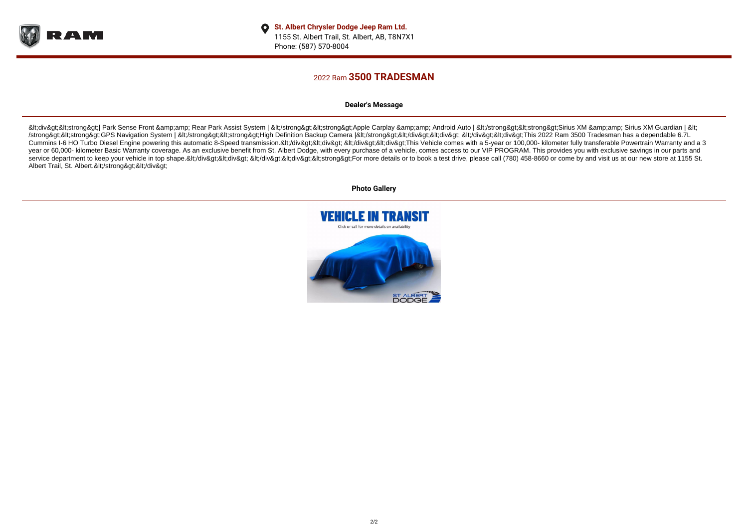St. Albert Chrysler Dodge Jeep Ram Ltd.
1155 St. Albert Trail, St. Albert, AB, T8N7X1
Phone: (587) 570-8004

# 2022 Ram **3500 TRADESMAN**

## Dealer's Message

&lt;div&gt;&lt;strong&gt;| Park Sense Front &amp;amp; Rear Park Assist System | &lt;/strong&gt;&lt;strong&gt;Apple Carplay &amp;amp; Android Auto | &lt;/strong&gt;&lt;strong&gt;Sirius XM &amp;amp; Sirius XM Guardian | &lt;/strong&gt;&lt;strong&gt;GPS Navigation System | &lt;/strong&gt;&lt;strong&gt;High Definition Backup Camera |&lt;/strong&gt;&lt;/div&gt;&lt;div&gt; &lt;/div&gt;&lt;div&gt;This 2022 Ram 3500 Tradesman has a dependable 6.7L Cummins I-6 HO Turbo Diesel Engine powering this automatic 8-Speed transmission.&lt;/div&gt;&lt;div&gt; &lt;/div&gt;&lt;div&gt;This Vehicle comes with a 5-year or 100,000- kilometer fully transferable Powertrain Warranty and a 3 year or 60,000- kilometer Basic Warranty coverage. As an exclusive benefit from St. Albert Dodge, with every purchase of a vehicle, comes access to our VIP PROGRAM. This provides you with exclusive savings in our parts and service department to keep your vehicle in top shape.&lt;/div&gt;&lt;div&gt; &lt;/div&gt;&lt;div&gt;&lt;strong&gt;For more details or to book a test drive, please call (780) 458-8660 or come by and visit us at our new store at 1155 St. Albert Trail, St. Albert.&lt;/strong&gt;&lt;/div&gt;

## Photo Gallery

VEHICLE IN TRANSIT
Click or call for more details on availability